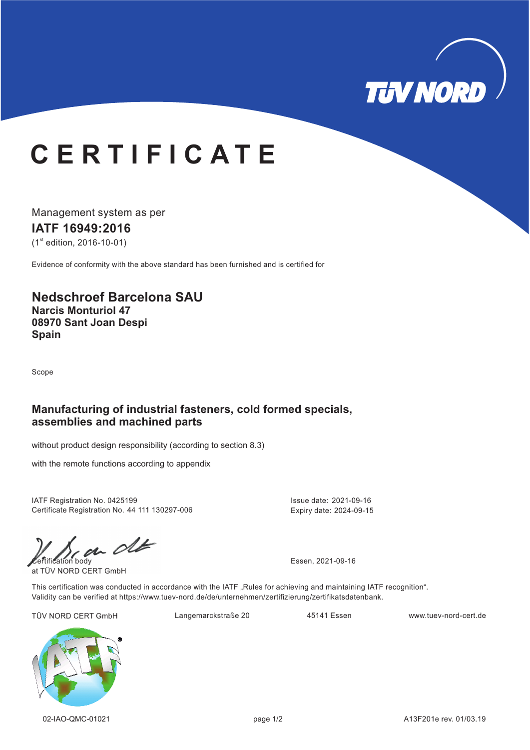# CERTIFICATE

Management system as per

**IATF 16949:2016**

(1st edition, 2016-10-01)

Evidence of conformity with the above standard has been furnished and is certified for

## Nedschroef Barcelona SAU

**Narcis Monturiol 47**
**08970 Sant Joan Despi**
**Spain**

Scope

**Manufacturing of industrial fasteners, cold formed specials, assemblies and machined parts**

without product design responsibility (according to section 8.3)

with the remote functions according to appendix

IATF Registration No. 0425199
Certificate Registration No. 44 111 130297-006

Issue date: 2021-09-16
Expiry date: 2024-09-15

Certification body
at TÜV NORD CERT GmbH

Essen, 2021-09-16

This certification was conducted in accordance with the IATF „Rules for achieving and maintaining IATF recognition“.
Validity can be verified at https://www.tuev-nord.de/de/unternehmen/zertifizierung/zertifikatsdatenbank.

TÜV NORD CERT GmbH    Langemarckstraße 20    45141 Essen    www.tuev-nord-cert.de

02-IAO-QMC-01021    A13F201e rev. 01/03.19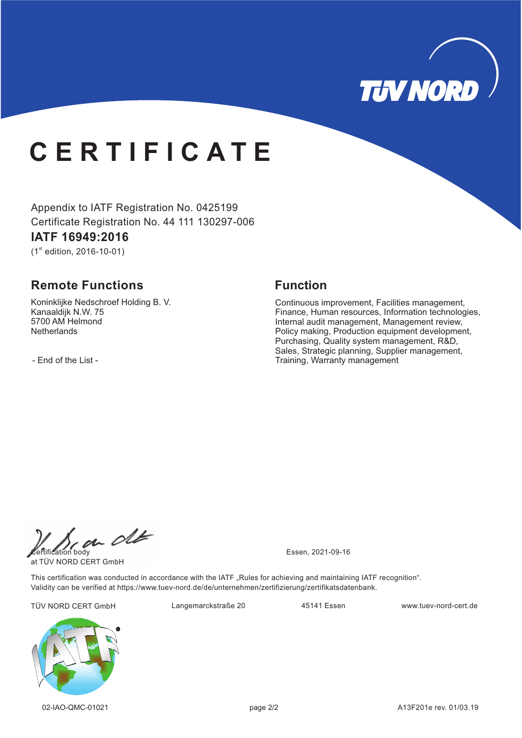# CERTIFICATE

Appendix to IATF Registration No. 0425199
Certificate Registration No. 44 111 130297-006

**IATF 16949:2016**
(1st edition, 2016-10-01)

| Remote Functions | Function |
|---|---|
| Koninklijke Nedschroef Holding B. V.<br>Kanaaldijk N.W. 75<br>5700 AM Helmond<br>Netherlands | Continuous improvement, Facilities management, Finance, Human resources, Information technologies, Internal audit management, Management review, Policy making, Production equipment development, Purchasing, Quality system management, R&D, Sales, Strategic planning, Supplier management, Training, Warranty management |

- End of the List -

Certification body
at TÜV NORD CERT GmbH

Essen, 2021-09-16

This certification was conducted in accordance with the IATF „Rules for achieving and maintaining IATF recognition".
Validity can be verified at https://www.tuev-nord.de/de/unternehmen/zertifizierung/zertifikatsdatenbank.

TÜV NORD CERT GmbH  Langemarckstraße 20  45141 Essen  www.tuev-nord-cert.de

02-IAO-QMC-01021  A13F201e rev. 01/03.19